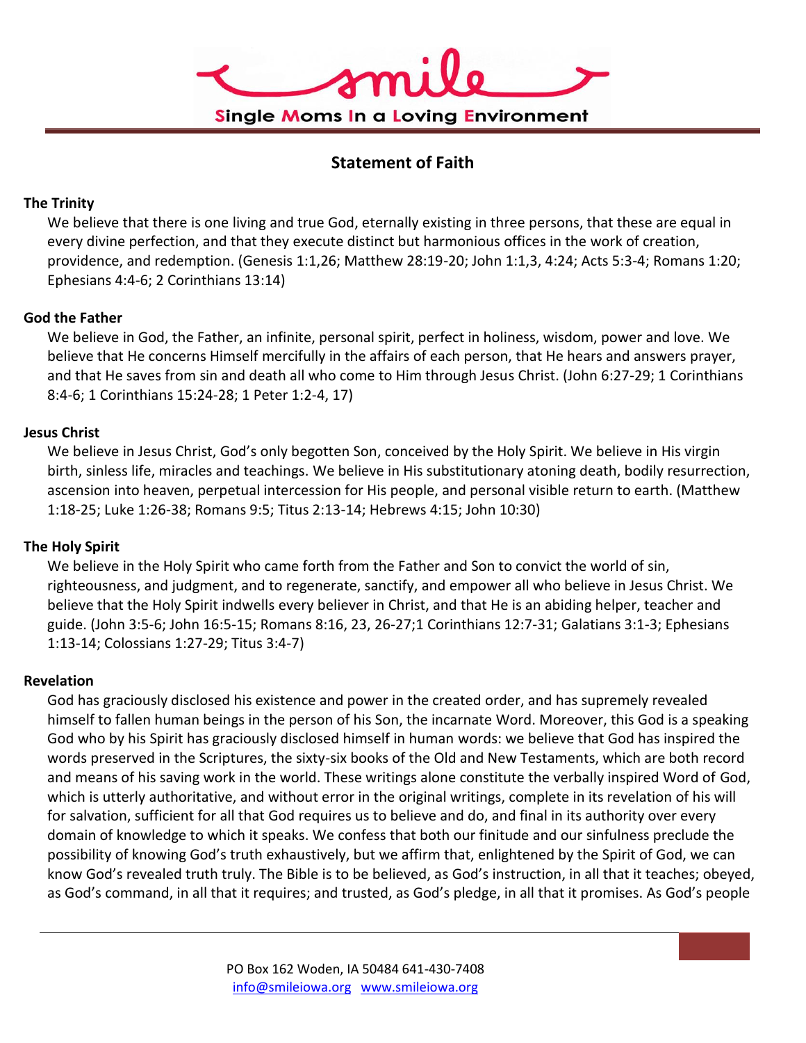smile

Single Moms In a Loving Environment

# Statement of Faith

**The Trinity**

We believe that there is one living and true God, eternally existing in three persons, that these are equal in every divine perfection, and that they execute distinct but harmonious offices in the work of creation, providence, and redemption. (Genesis 1:1,26; Matthew 28:19-20; John 1:1,3, 4:24; Acts 5:3-4; Romans 1:20; Ephesians 4:4-6; 2 Corinthians 13:14)

**God the Father**

We believe in God, the Father, an infinite, personal spirit, perfect in holiness, wisdom, power and love. We believe that He concerns Himself mercifully in the affairs of each person, that He hears and answers prayer, and that He saves from sin and death all who come to Him through Jesus Christ. (John 6:27-29; 1 Corinthians 8:4-6; 1 Corinthians 15:24-28; 1 Peter 1:2-4, 17)

**Jesus Christ**

We believe in Jesus Christ, God's only begotten Son, conceived by the Holy Spirit. We believe in His virgin birth, sinless life, miracles and teachings. We believe in His substitutionary atoning death, bodily resurrection, ascension into heaven, perpetual intercession for His people, and personal visible return to earth. (Matthew 1:18-25; Luke 1:26-38; Romans 9:5; Titus 2:13-14; Hebrews 4:15; John 10:30)

**The Holy Spirit**

We believe in the Holy Spirit who came forth from the Father and Son to convict the world of sin, righteousness, and judgment, and to regenerate, sanctify, and empower all who believe in Jesus Christ. We believe that the Holy Spirit indwells every believer in Christ, and that He is an abiding helper, teacher and guide. (John 3:5-6; John 16:5-15; Romans 8:16, 23, 26-27;1 Corinthians 12:7-31; Galatians 3:1-3; Ephesians 1:13-14; Colossians 1:27-29; Titus 3:4-7)

**Revelation**

God has graciously disclosed his existence and power in the created order, and has supremely revealed himself to fallen human beings in the person of his Son, the incarnate Word. Moreover, this God is a speaking God who by his Spirit has graciously disclosed himself in human words: we believe that God has inspired the words preserved in the Scriptures, the sixty-six books of the Old and New Testaments, which are both record and means of his saving work in the world. These writings alone constitute the verbally inspired Word of God, which is utterly authoritative, and without error in the original writings, complete in its revelation of his will for salvation, sufficient for all that God requires us to believe and do, and final in its authority over every domain of knowledge to which it speaks. We confess that both our finitude and our sinfulness preclude the possibility of knowing God's truth exhaustively, but we affirm that, enlightened by the Spirit of God, we can know God's revealed truth truly. The Bible is to be believed, as God's instruction, in all that it teaches; obeyed, as God's command, in all that it requires; and trusted, as God's pledge, in all that it promises. As God's people

PO Box 162 Woden, IA 50484 641-430-7408
info@smileiowa.org www.smileiowa.org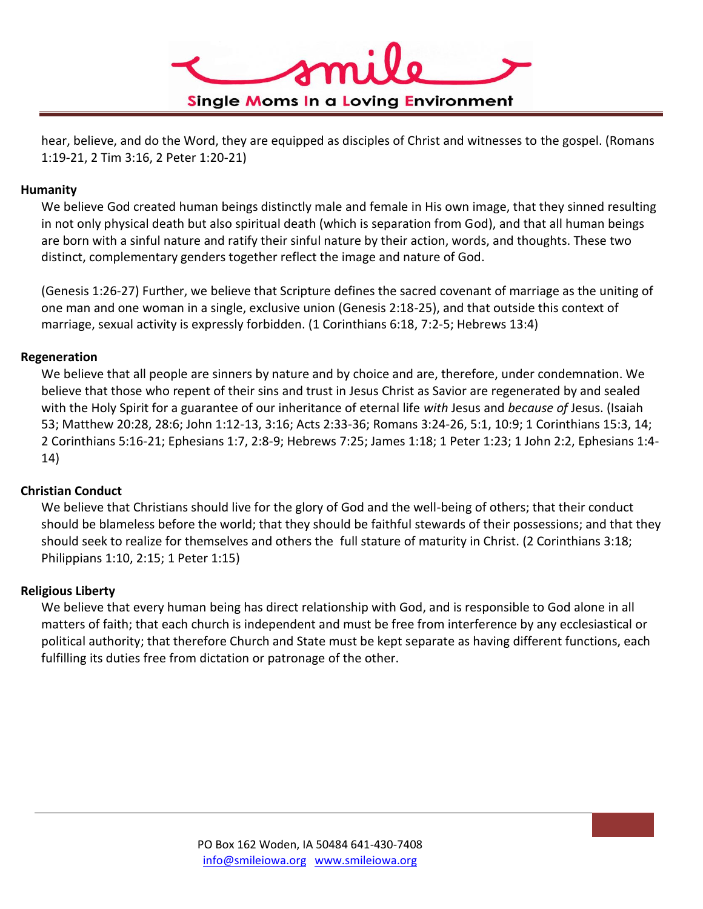hear, believe, and do the Word, they are equipped as disciples of Christ and witnesses to the gospel. (Romans 1:19-21, 2 Tim 3:16, 2 Peter 1:20-21)

**Humanity**

We believe God created human beings distinctly male and female in His own image, that they sinned resulting in not only physical death but also spiritual death (which is separation from God), and that all human beings are born with a sinful nature and ratify their sinful nature by their action, words, and thoughts. These two distinct, complementary genders together reflect the image and nature of God.

(Genesis 1:26-27) Further, we believe that Scripture defines the sacred covenant of marriage as the uniting of one man and one woman in a single, exclusive union (Genesis 2:18-25), and that outside this context of marriage, sexual activity is expressly forbidden. (1 Corinthians 6:18, 7:2-5; Hebrews 13:4)

**Regeneration**

We believe that all people are sinners by nature and by choice and are, therefore, under condemnation. We believe that those who repent of their sins and trust in Jesus Christ as Savior are regenerated by and sealed with the Holy Spirit for a guarantee of our inheritance of eternal life *with* Jesus and *because of* Jesus. (Isaiah 53; Matthew 20:28, 28:6; John 1:12-13, 3:16; Acts 2:33-36; Romans 3:24-26, 5:1, 10:9; 1 Corinthians 15:3, 14; 2 Corinthians 5:16-21; Ephesians 1:7, 2:8-9; Hebrews 7:25; James 1:18; 1 Peter 1:23; 1 John 2:2, Ephesians 1:4-14)

**Christian Conduct**

We believe that Christians should live for the glory of God and the well-being of others; that their conduct should be blameless before the world; that they should be faithful stewards of their possessions; and that they should seek to realize for themselves and others the full stature of maturity in Christ. (2 Corinthians 3:18; Philippians 1:10, 2:15; 1 Peter 1:15)

**Religious Liberty**

We believe that every human being has direct relationship with God, and is responsible to God alone in all matters of faith; that each church is independent and must be free from interference by any ecclesiastical or political authority; that therefore Church and State must be kept separate as having different functions, each fulfilling its duties free from dictation or patronage of the other.